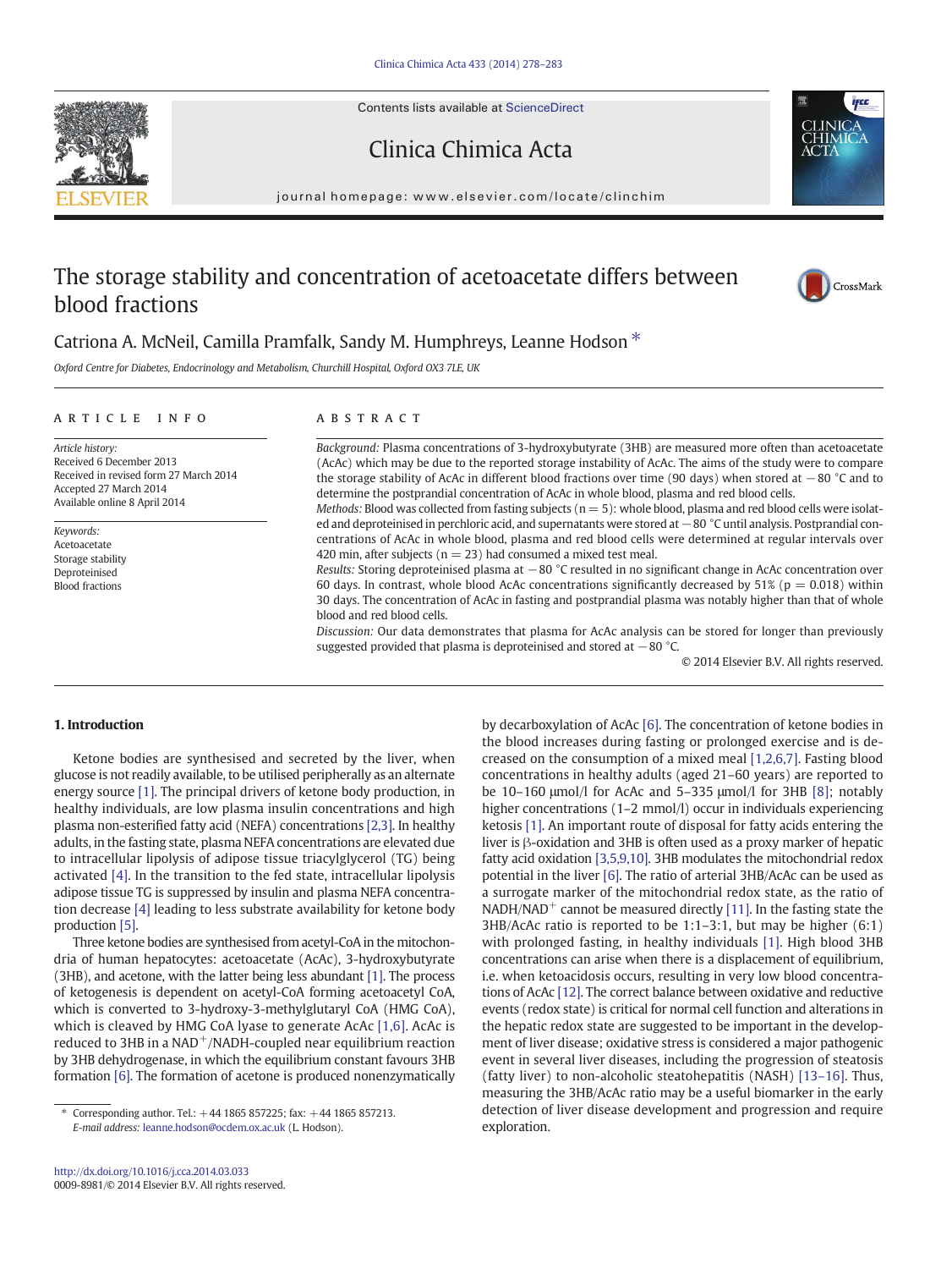# The storage stability and concentration of acetoacetate differs between blood fractions

Catriona A. McNeil, Camilla Pramfalk, Sandy M. Humphreys, Leanne Hodson *

*Oxford Centre for Diabetes, Endocrinology and Metabolism, Churchill Hospital, Oxford OX3 7LE, UK*

## ARTICLE INFO

*Article history:*
Received 6 December 2013
Received in revised form 27 March 2014
Accepted 27 March 2014
Available online 8 April 2014

*Keywords:*
Acetoacetate
Storage stability
Deproteinised
Blood fractions

## ABSTRACT

*Background:* Plasma concentrations of 3-hydroxybutyrate (3HB) are measured more often than acetoacetate (AcAc) which may be due to the reported storage instability of AcAc. The aims of the study were to compare the storage stability of AcAc in different blood fractions over time (90 days) when stored at −80 °C and to determine the postprandial concentration of AcAc in whole blood, plasma and red blood cells.

*Methods:* Blood was collected from fasting subjects ($n = 5$): whole blood, plasma and red blood cells were isolated and deproteinised in perchloric acid, and supernatants were stored at −80 °C until analysis. Postprandial concentrations of AcAc in whole blood, plasma and red blood cells were determined at regular intervals over 420 min, after subjects ($n = 23$) had consumed a mixed test meal.

*Results:* Storing deproteinised plasma at −80 °C resulted in no significant change in AcAc concentration over 60 days. In contrast, whole blood AcAc concentrations significantly decreased by 51% ($p = 0.018$) within 30 days. The concentration of AcAc in fasting and postprandial plasma was notably higher than that of whole blood and red blood cells.

*Discussion:* Our data demonstrates that plasma for AcAc analysis can be stored for longer than previously suggested provided that plasma is deproteinised and stored at −80 °C.

© 2014 Elsevier B.V. All rights reserved.

## 1. Introduction

Ketone bodies are synthesised and secreted by the liver, when glucose is not readily available, to be utilised peripherally as an alternate energy source [1]. The principal drivers of ketone body production, in healthy individuals, are low plasma insulin concentrations and high plasma non-esterified fatty acid (NEFA) concentrations [2,3]. In healthy adults, in the fasting state, plasma NEFA concentrations are elevated due to intracellular lipolysis of adipose tissue triacylglycerol (TG) being activated [4]. In the transition to the fed state, intracellular lipolysis adipose tissue TG is suppressed by insulin and plasma NEFA concentration decrease [4] leading to less substrate availability for ketone body production [5].

Three ketone bodies are synthesised from acetyl-CoA in the mitochondria of human hepatocytes: acetoacetate (AcAc), 3-hydroxybutyrate (3HB), and acetone, with the latter being less abundant [1]. The process of ketogenesis is dependent on acetyl-CoA forming acetoacetyl CoA, which is converted to 3-hydroxy-3-methylglutaryl CoA (HMG CoA), which is cleaved by HMG CoA lyase to generate AcAc [1,6]. AcAc is reduced to 3HB in a $NAD^+$/NADH-coupled near equilibrium reaction by 3HB dehydrogenase, in which the equilibrium constant favours 3HB formation [6]. The formation of acetone is produced nonenzymatically by decarboxylation of AcAc [6]. The concentration of ketone bodies in the blood increases during fasting or prolonged exercise and is decreased on the consumption of a mixed meal [1,2,6,7]. Fasting blood concentrations in healthy adults (aged 21–60 years) are reported to be 10–160 μmol/l for AcAc and 5–335 μmol/l for 3HB [8]; notably higher concentrations (1–2 mmol/l) occur in individuals experiencing ketosis [1]. An important route of disposal for fatty acids entering the liver is β-oxidation and 3HB is often used as a proxy marker of hepatic fatty acid oxidation [3,5,9,10]. 3HB modulates the mitochondrial redox potential in the liver [6]. The ratio of arterial 3HB/AcAc can be used as a surrogate marker of the mitochondrial redox state, as the ratio of $NADH/NAD^+$ cannot be measured directly [11]. In the fasting state the 3HB/AcAc ratio is reported to be 1:1–3:1, but may be higher (6:1) with prolonged fasting, in healthy individuals [1]. High blood 3HB concentrations can arise when there is a displacement of equilibrium, i.e. when ketoacidosis occurs, resulting in very low blood concentrations of AcAc [12]. The correct balance between oxidative and reductive events (redox state) is critical for normal cell function and alterations in the hepatic redox state are suggested to be important in the development of liver disease; oxidative stress is considered a major pathogenic event in several liver diseases, including the progression of steatosis (fatty liver) to non-alcoholic steatohepatitis (NASH) [13–16]. Thus, measuring the 3HB/AcAc ratio may be a useful biomarker in the early detection of liver disease development and progression and require exploration.

* Corresponding author. Tel.: +44 1865 857225; fax: +44 1865 857213.
*E-mail address:* leanne.hodson@ocdem.ox.ac.uk (L. Hodson).

http://dx.doi.org/10.1016/j.cca.2014.03.033
0009-8981/© 2014 Elsevier B.V. All rights reserved.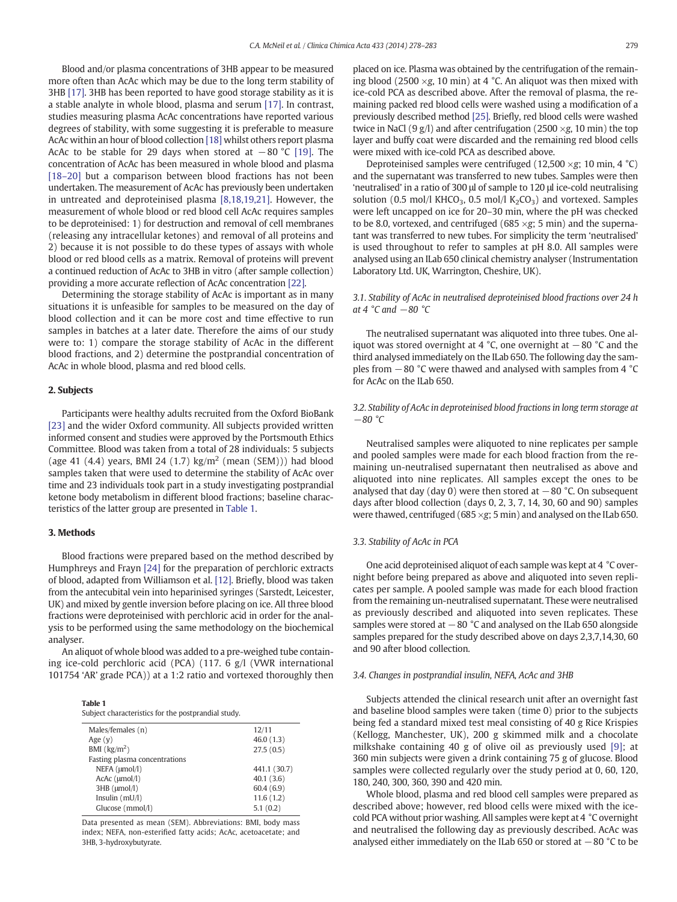Blood and/or plasma concentrations of 3HB appear to be measured more often than AcAc which may be due to the long term stability of 3HB [17]. 3HB has been reported to have good storage stability as it is a stable analyte in whole blood, plasma and serum [17]. In contrast, studies measuring plasma AcAc concentrations have reported various degrees of stability, with some suggesting it is preferable to measure AcAc within an hour of blood collection [18] whilst others report plasma AcAc to be stable for 29 days when stored at −80 °C [19]. The concentration of AcAc has been measured in whole blood and plasma [18–20] but a comparison between blood fractions has not been undertaken. The measurement of AcAc has previously been undertaken in untreated and deproteinised plasma [8,18,19,21]. However, the measurement of whole blood or red blood cell AcAc requires samples to be deproteinised: 1) for destruction and removal of cell membranes (releasing any intracellular ketones) and removal of all proteins and 2) because it is not possible to do these types of assays with whole blood or red blood cells as a matrix. Removal of proteins will prevent a continued reduction of AcAc to 3HB in vitro (after sample collection) providing a more accurate reflection of AcAc concentration [22].

Determining the storage stability of AcAc is important as in many situations it is unfeasible for samples to be measured on the day of blood collection and it can be more cost and time effective to run samples in batches at a later date. Therefore the aims of our study were to: 1) compare the storage stability of AcAc in the different blood fractions, and 2) determine the postprandial concentration of AcAc in whole blood, plasma and red blood cells.

## 2. Subjects

Participants were healthy adults recruited from the Oxford BioBank [23] and the wider Oxford community. All subjects provided written informed consent and studies were approved by the Portsmouth Ethics Committee. Blood was taken from a total of 28 individuals: 5 subjects (age 41 (4.4) years, BMI 24 (1.7) kg/m$^2$ (mean (SEM))) had blood samples taken that were used to determine the stability of AcAc over time and 23 individuals took part in a study investigating postprandial ketone body metabolism in different blood fractions; baseline characteristics of the latter group are presented in Table 1.

## 3. Methods

Blood fractions were prepared based on the method described by Humphreys and Frayn [24] for the preparation of perchloric extracts of blood, adapted from Williamson et al. [12]. Briefly, blood was taken from the antecubital vein into heparinised syringes (Sarstedt, Leicester, UK) and mixed by gentle inversion before placing on ice. All three blood fractions were deproteinised with perchloric acid in order for the analysis to be performed using the same methodology on the biochemical analyser.

An aliquot of whole blood was added to a pre-weighed tube containing ice-cold perchloric acid (PCA) (117. 6 g/l (VWR international 101754 'AR' grade PCA)) at a 1:2 ratio and vortexed thoroughly then placed on ice. Plasma was obtained by the centrifugation of the remaining blood (2500 ×*g*, 10 min) at 4 °C. An aliquot was then mixed with ice-cold PCA as described above. After the removal of plasma, the remaining packed red blood cells were washed using a modification of a previously described method [25]. Briefly, red blood cells were washed twice in NaCl (9 g/l) and after centrifugation (2500 ×*g*, 10 min) the top layer and buffy coat were discarded and the remaining red blood cells were mixed with ice-cold PCA as described above.

Deproteinised samples were centrifuged (12,500 ×*g*; 10 min, 4 °C) and the supernatant was transferred to new tubes. Samples were then 'neutralised' in a ratio of 300 μl of sample to 120 μl ice-cold neutralising solution (0.5 mol/l $KHCO_3$, 0.5 mol/l $K_2CO_3$) and vortexed. Samples were left uncapped on ice for 20–30 min, where the pH was checked to be 8.0, vortexed, and centrifuged (685 ×*g*; 5 min) and the supernatant was transferred to new tubes. For simplicity the term 'neutralised' is used throughout to refer to samples at pH 8.0. All samples were analysed using an ILab 650 clinical chemistry analyser (Instrumentation Laboratory Ltd. UK, Warrington, Cheshire, UK).

### 3.1. Stability of AcAc in neutralised deproteinised blood fractions over 24 h at 4 °C and −80 °C

The neutralised supernatant was aliquoted into three tubes. One aliquot was stored overnight at 4 °C, one overnight at −80 °C and the third analysed immediately on the ILab 650. The following day the samples from −80 °C were thawed and analysed with samples from 4 °C for AcAc on the ILab 650.

### 3.2. Stability of AcAc in deproteinised blood fractions in long term storage at −80 °C

Neutralised samples were aliquoted to nine replicates per sample and pooled samples were made for each blood fraction from the remaining un-neutralised supernatant then neutralised as above and aliquoted into nine replicates. All samples except the ones to be analysed that day (day 0) were then stored at −80 °C. On subsequent days after blood collection (days 0, 2, 3, 7, 14, 30, 60 and 90) samples were thawed, centrifuged (685 ×*g*; 5 min) and analysed on the ILab 650.

### 3.3. Stability of AcAc in PCA

One acid deproteinised aliquot of each sample was kept at 4 °C overnight before being prepared as above and aliquoted into seven replicates per sample. A pooled sample was made for each blood fraction from the remaining un-neutralised supernatant. These were neutralised as previously described and aliquoted into seven replicates. These samples were stored at −80 °C and analysed on the ILab 650 alongside samples prepared for the study described above on days 2,3,7,14,30, 60 and 90 after blood collection.

### 3.4. Changes in postprandial insulin, NEFA, AcAc and 3HB

Subjects attended the clinical research unit after an overnight fast and baseline blood samples were taken (time 0) prior to the subjects being fed a standard mixed test meal consisting of 40 g Rice Krispies (Kellogg, Manchester, UK), 200 g skimmed milk and a chocolate milkshake containing 40 g of olive oil as previously used [9]; at 360 min subjects were given a drink containing 75 g of glucose. Blood samples were collected regularly over the study period at 0, 60, 120, 180, 240, 300, 360, 390 and 420 min.

Whole blood, plasma and red blood cell samples were prepared as described above; however, red blood cells were mixed with the ice-cold PCA without prior washing. All samples were kept at 4 °C overnight and neutralised the following day as previously described. AcAc was analysed either immediately on the ILab 650 or stored at −80 °C to be

**Table 1**
Subject characteristics for the postprandial study.

| | |
|---|---|
| Males/females (n) | 12/11 |
| Age (y) | 46.0 (1.3) |
| BMI (kg/m$^2$) | 27.5 (0.5) |
| Fasting plasma concentrations | |
| NEFA (μmol/l) | 441.1 (30.7) |
| AcAc (μmol/l) | 40.1 (3.6) |
| 3HB (μmol/l) | 60.4 (6.9) |
| Insulin (mU/l) | 11.6 (1.2) |
| Glucose (mmol/l) | 5.1 (0.2) |

Data presented as mean (SEM). Abbreviations: BMI, body mass index; NEFA, non-esterified fatty acids; AcAc, acetoacetate; and 3HB, 3-hydroxybutyrate.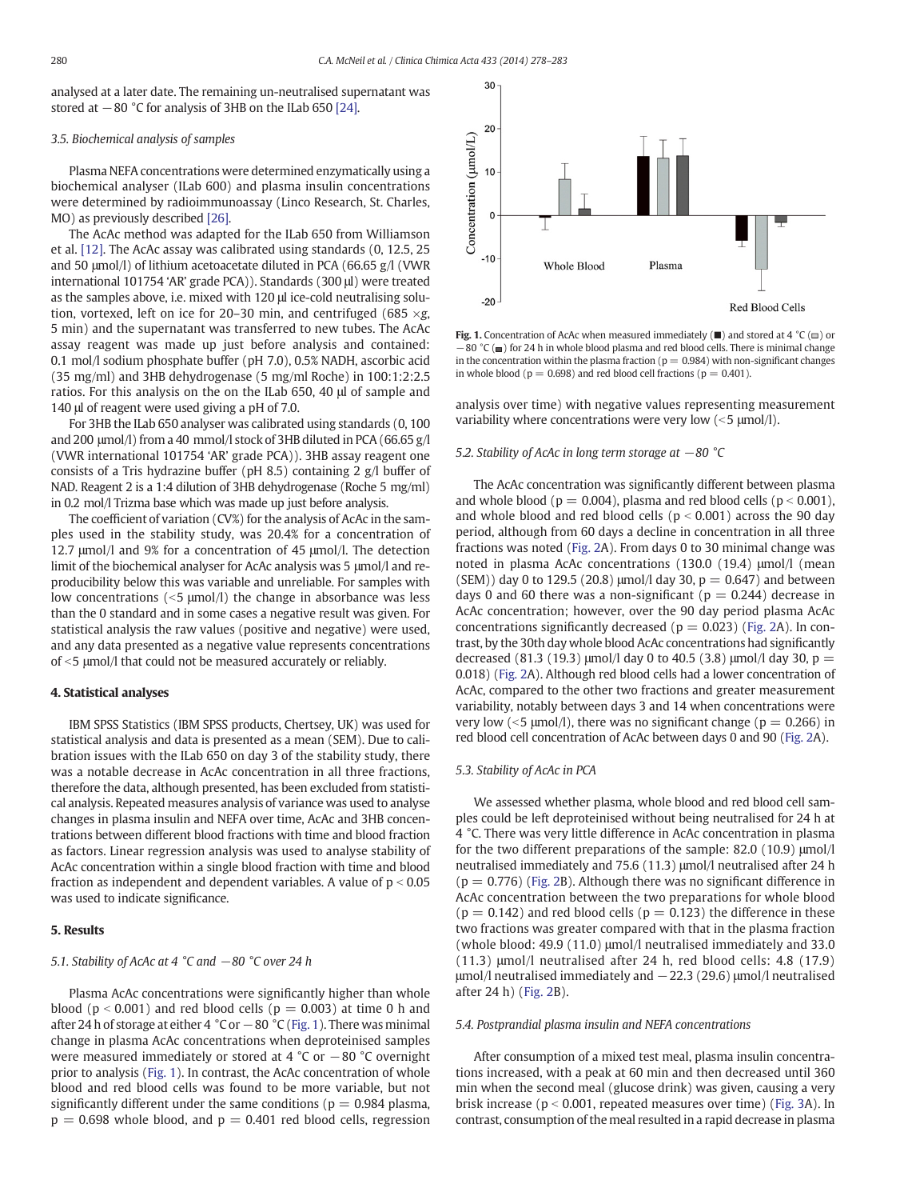analysed at a later date. The remaining un-neutralised supernatant was stored at −80 °C for analysis of 3HB on the ILab 650 [24].

### 3.5. Biochemical analysis of samples

Plasma NEFA concentrations were determined enzymatically using a biochemical analyser (ILab 600) and plasma insulin concentrations were determined by radioimmunoassay (Linco Research, St. Charles, MO) as previously described [26].

The AcAc method was adapted for the ILab 650 from Williamson et al. [12]. The AcAc assay was calibrated using standards (0, 12.5, 25 and 50 μmol/l) of lithium acetoacetate diluted in PCA (66.65 g/l (VWR international 101754 'AR' grade PCA)). Standards (300 μl) were treated as the samples above, i.e. mixed with 120 μl ice-cold neutralising solution, vortexed, left on ice for 20–30 min, and centrifuged (685 ×g, 5 min) and the supernatant was transferred to new tubes. The AcAc assay reagent was made up just before analysis and contained: 0.1 mol/l sodium phosphate buffer (pH 7.0), 0.5% NADH, ascorbic acid (35 mg/ml) and 3HB dehydrogenase (5 mg/ml Roche) in 100:1:2:2.5 ratios. For this analysis on the on the ILab 650, 40 μl of sample and 140 μl of reagent were used giving a pH of 7.0.

For 3HB the ILab 650 analyser was calibrated using standards (0, 100 and 200 μmol/l) from a 40 mmol/l stock of 3HB diluted in PCA (66.65 g/l (VWR international 101754 'AR' grade PCA)). 3HB assay reagent one consists of a Tris hydrazine buffer (pH 8.5) containing 2 g/l buffer of NAD. Reagent 2 is a 1:4 dilution of 3HB dehydrogenase (Roche 5 mg/ml) in 0.2 mol/l Trizma base which was made up just before analysis.

The coefficient of variation (CV%) for the analysis of AcAc in the samples used in the stability study, was 20.4% for a concentration of 12.7 μmol/l and 9% for a concentration of 45 μmol/l. The detection limit of the biochemical analyser for AcAc analysis was 5 μmol/l and reproducibility below this was variable and unreliable. For samples with low concentrations (<5 μmol/l) the change in absorbance was less than the 0 standard and in some cases a negative result was given. For statistical analysis the raw values (positive and negative) were used, and any data presented as a negative value represents concentrations of <5 μmol/l that could not be measured accurately or reliably.

## 4. Statistical analyses

IBM SPSS Statistics (IBM SPSS products, Chertsey, UK) was used for statistical analysis and data is presented as a mean (SEM). Due to calibration issues with the ILab 650 on day 3 of the stability study, there was a notable decrease in AcAc concentration in all three fractions, therefore the data, although presented, has been excluded from statistical analysis. Repeated measures analysis of variance was used to analyse changes in plasma insulin and NEFA over time, AcAc and 3HB concentrations between different blood fractions with time and blood fraction as factors. Linear regression analysis was used to analyse stability of AcAc concentration within a single blood fraction with time and blood fraction as independent and dependent variables. A value of $p < 0.05$ was used to indicate significance.

## 5. Results

### 5.1. Stability of AcAc at 4 °C and −80 °C over 24 h

Plasma AcAc concentrations were significantly higher than whole blood ($p < 0.001$) and red blood cells ($p = 0.003$) at time 0 h and after 24 h of storage at either 4 °C or −80 °C (Fig. 1). There was minimal change in plasma AcAc concentrations when deproteinised samples were measured immediately or stored at 4 °C or −80 °C overnight prior to analysis (Fig. 1). In contrast, the AcAc concentration of whole blood and red blood cells was found to be more variable, but not significantly different under the same conditions ($p = 0.984$ plasma, $p = 0.698$ whole blood, and $p = 0.401$ red blood cells, regression

**Fig. 1.** Concentration of AcAc when measured immediately (■) and stored at 4 °C (□) or −80 °C (■) for 24 h in whole blood plasma and red blood cells. There is minimal change in the concentration within the plasma fraction ($p = 0.984$) with non-significant changes in whole blood ($p = 0.698$) and red blood cell fractions ($p = 0.401$).

analysis over time) with negative values representing measurement variability where concentrations were very low (<5 μmol/l).

### 5.2. Stability of AcAc in long term storage at −80 °C

The AcAc concentration was significantly different between plasma and whole blood ($p = 0.004$), plasma and red blood cells ($p < 0.001$), and whole blood and red blood cells ($p < 0.001$) across the 90 day period, although from 60 days a decline in concentration in all three fractions was noted (Fig. 2A). From days 0 to 30 minimal change was noted in plasma AcAc concentrations (130.0 (19.4) μmol/l (mean (SEM)) day 0 to 129.5 (20.8) μmol/l day 30, $p = 0.647$) and between days 0 and 60 there was a non-significant ($p = 0.244$) decrease in AcAc concentration; however, over the 90 day period plasma AcAc concentrations significantly decreased ($p = 0.023$) (Fig. 2A). In contrast, by the 30th day whole blood AcAc concentrations had significantly decreased (81.3 (19.3) μmol/l day 0 to 40.5 (3.8) μmol/l day 30, $p = 0.018$) (Fig. 2A). Although red blood cells had a lower concentration of AcAc, compared to the other two fractions and greater measurement variability, notably between days 3 and 14 when concentrations were very low (<5 μmol/l), there was no significant change ($p = 0.266$) in red blood cell concentration of AcAc between days 0 and 90 (Fig. 2A).

### 5.3. Stability of AcAc in PCA

We assessed whether plasma, whole blood and red blood cell samples could be left deproteinised without being neutralised for 24 h at 4 °C. There was very little difference in AcAc concentration in plasma for the two different preparations of the sample: 82.0 (10.9) μmol/l neutralised immediately and 75.6 (11.3) μmol/l neutralised after 24 h ($p = 0.776$) (Fig. 2B). Although there was no significant difference in AcAc concentration between the two preparations for whole blood ($p = 0.142$) and red blood cells ($p = 0.123$) the difference in these two fractions was greater compared with that in the plasma fraction (whole blood: 49.9 (11.0) μmol/l neutralised immediately and 33.0 (11.3) μmol/l neutralised after 24 h, red blood cells: 4.8 (17.9) μmol/l neutralised immediately and −22.3 (29.6) μmol/l neutralised after 24 h) (Fig. 2B).

### 5.4. Postprandial plasma insulin and NEFA concentrations

After consumption of a mixed test meal, plasma insulin concentrations increased, with a peak at 60 min and then decreased until 360 min when the second meal (glucose drink) was given, causing a very brisk increase ($p < 0.001$, repeated measures over time) (Fig. 3A). In contrast, consumption of the meal resulted in a rapid decrease in plasma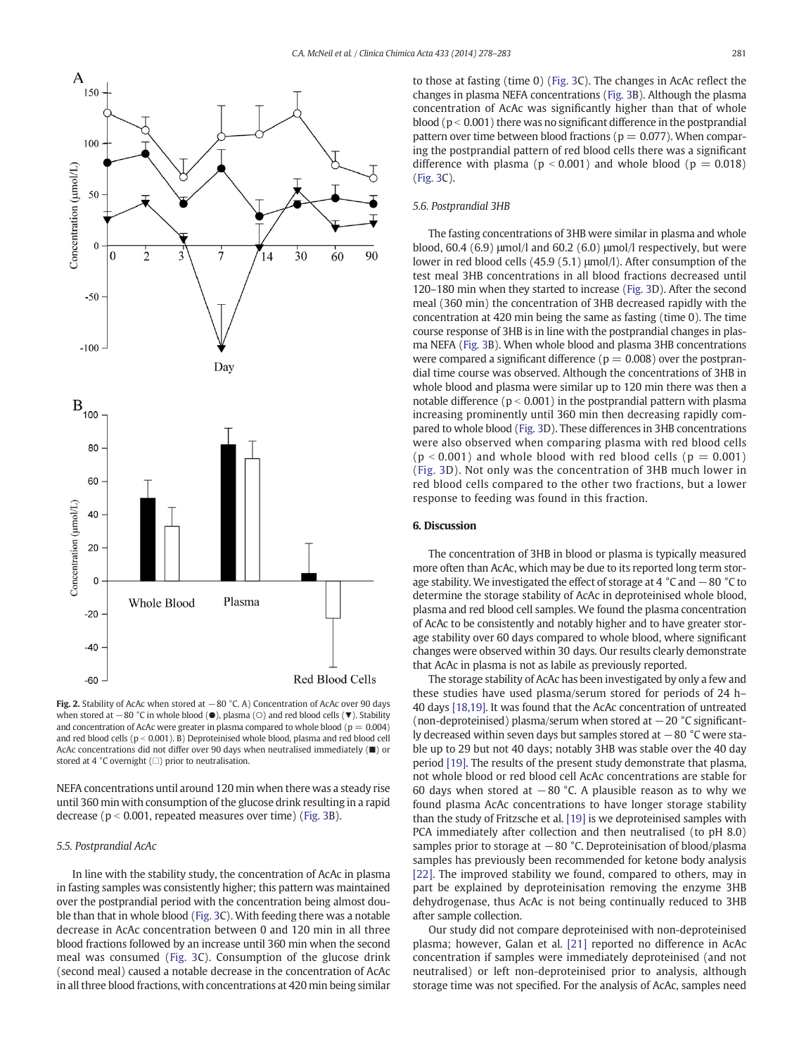Fig. 2. Stability of AcAc when stored at −80 °C. A) Concentration of AcAc over 90 days when stored at −80 °C in whole blood (●), plasma (○) and red blood cells (▼). Stability and concentration of AcAc were greater in plasma compared to whole blood ($p = 0.004$) and red blood cells ($p < 0.001$). B) Deproteinised whole blood, plasma and red blood cell AcAc concentrations did not differ over 90 days when neutralised immediately (■) or stored at 4 °C overnight (□) prior to neutralisation.

NEFA concentrations until around 120 min when there was a steady rise until 360 min with consumption of the glucose drink resulting in a rapid decrease ($p < 0.001$, repeated measures over time) (Fig. 3B).

### 5.5. Postprandial AcAc

In line with the stability study, the concentration of AcAc in plasma in fasting samples was consistently higher; this pattern was maintained over the postprandial period with the concentration being almost double than that in whole blood (Fig. 3C). With feeding there was a notable decrease in AcAc concentration between 0 and 120 min in all three blood fractions followed by an increase until 360 min when the second meal was consumed (Fig. 3C). Consumption of the glucose drink (second meal) caused a notable decrease in the concentration of AcAc in all three blood fractions, with concentrations at 420 min being similar to those at fasting (time 0) (Fig. 3C). The changes in AcAc reflect the changes in plasma NEFA concentrations (Fig. 3B). Although the plasma concentration of AcAc was significantly higher than that of whole blood ($p < 0.001$) there was no significant difference in the postprandial pattern over time between blood fractions ($p = 0.077$). When comparing the postprandial pattern of red blood cells there was a significant difference with plasma ($p < 0.001$) and whole blood ($p = 0.018$) (Fig. 3C).

### 5.6. Postprandial 3HB

The fasting concentrations of 3HB were similar in plasma and whole blood, 60.4 (6.9) μmol/l and 60.2 (6.0) μmol/l respectively, but were lower in red blood cells (45.9 (5.1) μmol/l). After consumption of the test meal 3HB concentrations in all blood fractions decreased until 120–180 min when they started to increase (Fig. 3D). After the second meal (360 min) the concentration of 3HB decreased rapidly with the concentration at 420 min being the same as fasting (time 0). The time course response of 3HB is in line with the postprandial changes in plasma NEFA (Fig. 3B). When whole blood and plasma 3HB concentrations were compared a significant difference ($p = 0.008$) over the postprandial time course was observed. Although the concentrations of 3HB in whole blood and plasma were similar up to 120 min there was then a notable difference ($p < 0.001$) in the postprandial pattern with plasma increasing prominently until 360 min then decreasing rapidly compared to whole blood (Fig. 3D). These differences in 3HB concentrations were also observed when comparing plasma with red blood cells ($p < 0.001$) and whole blood with red blood cells ($p = 0.001$) (Fig. 3D). Not only was the concentration of 3HB much lower in red blood cells compared to the other two fractions, but a lower response to feeding was found in this fraction.

## 6. Discussion

The concentration of 3HB in blood or plasma is typically measured more often than AcAc, which may be due to its reported long term storage stability. We investigated the effect of storage at 4 °C and −80 °C to determine the storage stability of AcAc in deproteinised whole blood, plasma and red blood cell samples. We found the plasma concentration of AcAc to be consistently and notably higher and to have greater storage stability over 60 days compared to whole blood, where significant changes were observed within 30 days. Our results clearly demonstrate that AcAc in plasma is not as labile as previously reported.

The storage stability of AcAc has been investigated by only a few and these studies have used plasma/serum stored for periods of 24 h–40 days [18,19]. It was found that the AcAc concentration of untreated (non-deproteinised) plasma/serum when stored at −20 °C significantly decreased within seven days but samples stored at −80 °C were stable up to 29 but not 40 days; notably 3HB was stable over the 40 day period [19]. The results of the present study demonstrate that plasma, not whole blood or red blood cell AcAc concentrations are stable for 60 days when stored at −80 °C. A plausible reason as to why we found plasma AcAc concentrations to have longer storage stability than the study of Fritzsche et al. [19] is we deproteinised samples with PCA immediately after collection and then neutralised (to pH 8.0) samples prior to storage at −80 °C. Deproteinisation of blood/plasma samples has previously been recommended for ketone body analysis [22]. The improved stability we found, compared to others, may in part be explained by deproteinisation removing the enzyme 3HB dehydrogenase, thus AcAc is not being continually reduced to 3HB after sample collection.

Our study did not compare deproteinised with non-deproteinised plasma; however, Galan et al. [21] reported no difference in AcAc concentration if samples were immediately deproteinised (and not neutralised) or left non-deproteinised prior to analysis, although storage time was not specified. For the analysis of AcAc, samples need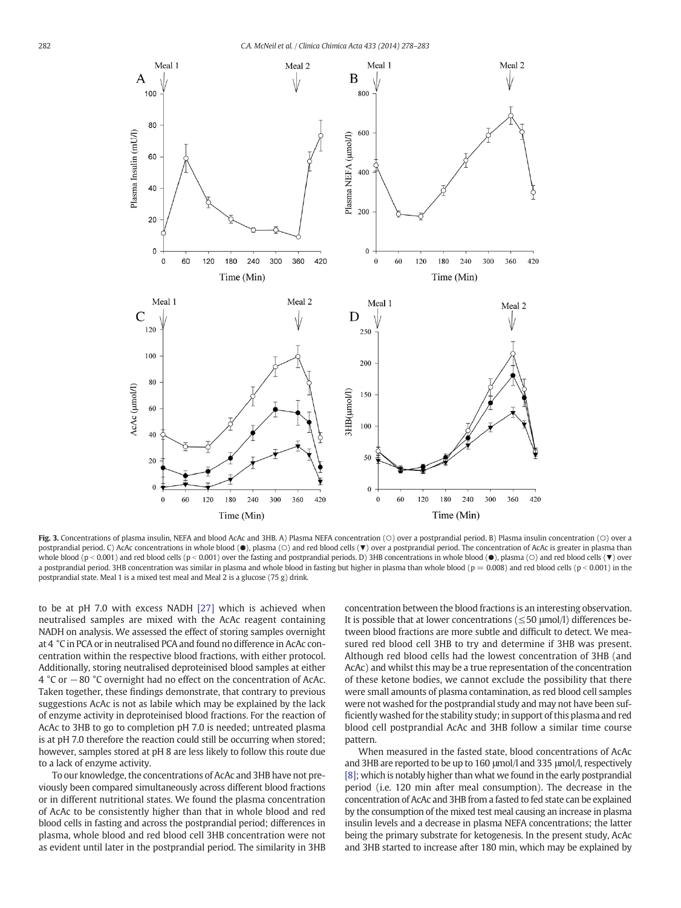Fig. 3. Concentrations of plasma insulin, NEFA and blood AcAc and 3HB. A) Plasma NEFA concentration (○) over a postprandial period. B) Plasma insulin concentration (○) over a postprandial period. C) AcAc concentrations in whole blood (●), plasma (○) and red blood cells (▼) over a postprandial period. The concentration of AcAc is greater in plasma than whole blood ($p < 0.001$) and red blood cells ($p < 0.001$) over the fasting and postprandial periods. D) 3HB concentrations in whole blood (●), plasma (○) and red blood cells (▼) over a postprandial period. 3HB concentration was similar in plasma and whole blood in fasting but higher in plasma than whole blood ($p = 0.008$) and red blood cells ($p < 0.001$) in the postprandial state. Meal 1 is a mixed test meal and Meal 2 is a glucose (75 g) drink.

to be at pH 7.0 with excess NADH [27] which is achieved when neutralised samples are mixed with the AcAc reagent containing NADH on analysis. We assessed the effect of storing samples overnight at 4 °C in PCA or in neutralised PCA and found no difference in AcAc concentration within the respective blood fractions, with either protocol. Additionally, storing neutralised deproteinised blood samples at either 4 °C or −80 °C overnight had no effect on the concentration of AcAc. Taken together, these findings demonstrate, that contrary to previous suggestions AcAc is not as labile which may be explained by the lack of enzyme activity in deproteinised blood fractions. For the reaction of AcAc to 3HB to go to completion pH 7.0 is needed; untreated plasma is at pH 7.0 therefore the reaction could still be occurring when stored; however, samples stored at pH 8 are less likely to follow this route due to a lack of enzyme activity.

To our knowledge, the concentrations of AcAc and 3HB have not previously been compared simultaneously across different blood fractions or in different nutritional states. We found the plasma concentration of AcAc to be consistently higher than that in whole blood and red blood cells in fasting and across the postprandial period; differences in plasma, whole blood and red blood cell 3HB concentration were not as evident until later in the postprandial period. The similarity in 3HB concentration between the blood fractions is an interesting observation. It is possible that at lower concentrations (≤50 μmol/l) differences between blood fractions are more subtle and difficult to detect. We measured red blood cell 3HB to try and determine if 3HB was present. Although red blood cells had the lowest concentration of 3HB (and AcAc) and whilst this may be a true representation of the concentration of these ketone bodies, we cannot exclude the possibility that there were small amounts of plasma contamination, as red blood cell samples were not washed for the postprandial study and may not have been sufficiently washed for the stability study; in support of this plasma and red blood cell postprandial AcAc and 3HB follow a similar time course pattern.

When measured in the fasted state, blood concentrations of AcAc and 3HB are reported to be up to 160 μmol/l and 335 μmol/l, respectively [8]; which is notably higher than what we found in the early postprandial period (i.e. 120 min after meal consumption). The decrease in the concentration of AcAc and 3HB from a fasted to fed state can be explained by the consumption of the mixed test meal causing an increase in plasma insulin levels and a decrease in plasma NEFA concentrations; the latter being the primary substrate for ketogenesis. In the present study, AcAc and 3HB started to increase after 180 min, which may be explained by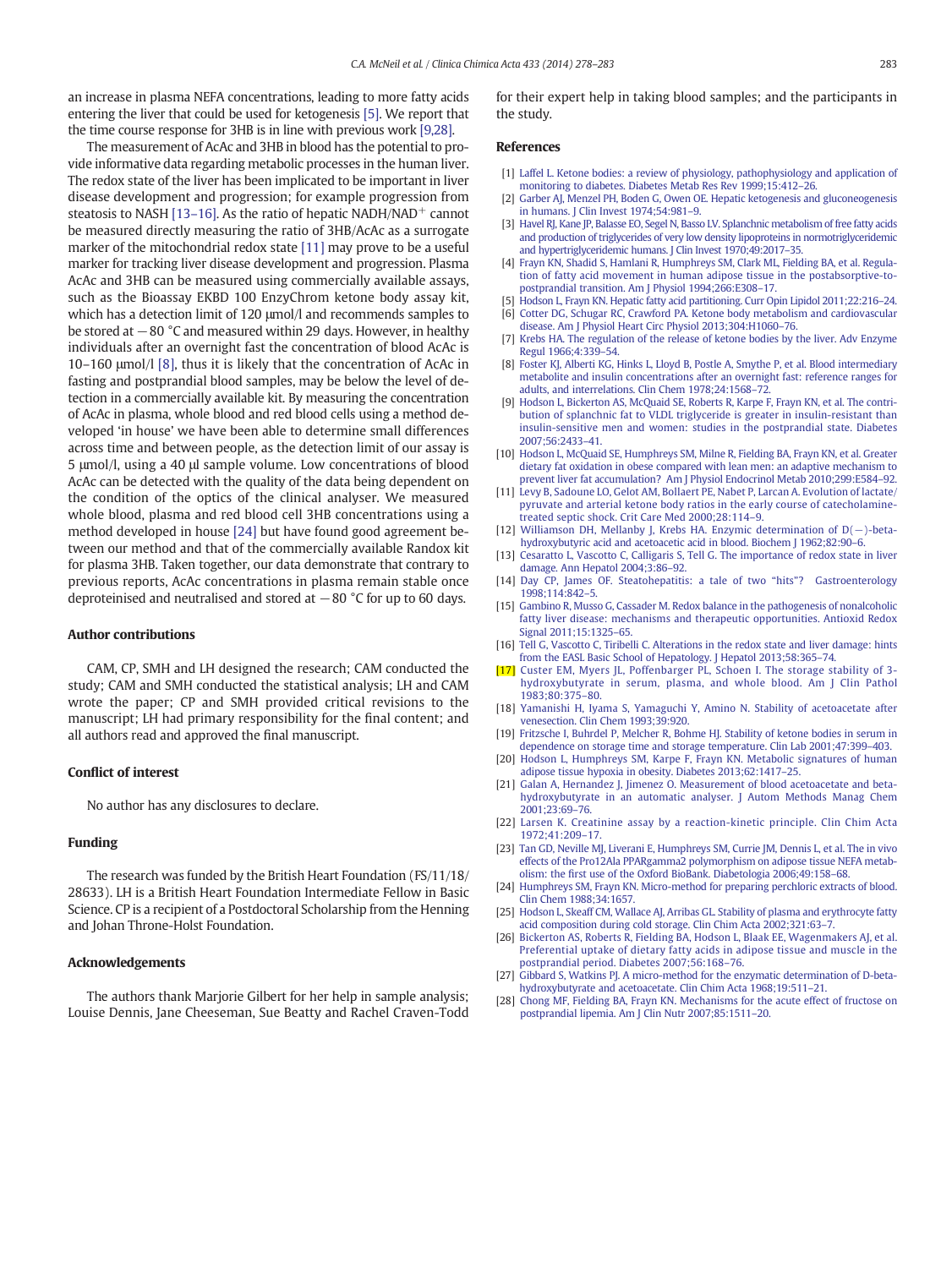an increase in plasma NEFA concentrations, leading to more fatty acids entering the liver that could be used for ketogenesis [5]. We report that the time course response for 3HB is in line with previous work [9,28].

The measurement of AcAc and 3HB in blood has the potential to provide informative data regarding metabolic processes in the human liver. The redox state of the liver has been implicated to be important in liver disease development and progression; for example progression from steatosis to NASH [13–16]. As the ratio of hepatic NADH/$NAD^+$ cannot be measured directly measuring the ratio of 3HB/AcAc as a surrogate marker of the mitochondrial redox state [11] may prove to be a useful marker for tracking liver disease development and progression. Plasma AcAc and 3HB can be measured using commercially available assays, such as the Bioassay EKBD 100 EnzyChrom ketone body assay kit, which has a detection limit of 120 μmol/l and recommends samples to be stored at −80 °C and measured within 29 days. However, in healthy individuals after an overnight fast the concentration of blood AcAc is 10–160 μmol/l [8], thus it is likely that the concentration of AcAc in fasting and postprandial blood samples, may be below the level of detection in a commercially available kit. By measuring the concentration of AcAc in plasma, whole blood and red blood cells using a method developed 'in house' we have been able to determine small differences across time and between people, as the detection limit of our assay is 5 μmol/l, using a 40 μl sample volume. Low concentrations of blood AcAc can be detected with the quality of the data being dependent on the condition of the optics of the clinical analyser. We measured whole blood, plasma and red blood cell 3HB concentrations using a method developed in house [24] but have found good agreement between our method and that of the commercially available Randox kit for plasma 3HB. Taken together, our data demonstrate that contrary to previous reports, AcAc concentrations in plasma remain stable once deproteinised and neutralised and stored at −80 °C for up to 60 days.

## Author contributions

CAM, CP, SMH and LH designed the research; CAM conducted the study; CAM and SMH conducted the statistical analysis; LH and CAM wrote the paper; CP and SMH provided critical revisions to the manuscript; LH had primary responsibility for the final content; and all authors read and approved the final manuscript.

## Conflict of interest

No author has any disclosures to declare.

## Funding

The research was funded by the British Heart Foundation (FS/11/18/28633). LH is a British Heart Foundation Intermediate Fellow in Basic Science. CP is a recipient of a Postdoctoral Scholarship from the Henning and Johan Throne-Holst Foundation.

## Acknowledgements

The authors thank Marjorie Gilbert for her help in sample analysis; Louise Dennis, Jane Cheeseman, Sue Beatty and Rachel Craven-Todd for their expert help in taking blood samples; and the participants in the study.

## References

[1] Laffel L. Ketone bodies: a review of physiology, pathophysiology and application of monitoring to diabetes. Diabetes Metab Res Rev 1999;15:412–26.

[2] Garber AJ, Menzel PH, Boden G, Owen OE. Hepatic ketogenesis and gluconeogenesis in humans. J Clin Invest 1974;54:981–9.

[3] Havel RJ, Kane JP, Balasse EO, Segel N, Basso LV. Splanchnic metabolism of free fatty acids and production of triglycerides of very low density lipoproteins in normotriglyceridemic and hypertriglyceridemic humans. J Clin Invest 1970;49:2017–35.

[4] Frayn KN, Shadid S, Hamlani R, Humphreys SM, Clark ML, Fielding BA, et al. Regulation of fatty acid movement in human adipose tissue in the postabsorptive-to-postprandial transition. Am J Physiol 1994;266:E308–17.

[5] Hodson L, Frayn KN. Hepatic fatty acid partitioning. Curr Opin Lipidol 2011;22:216–24.

[6] Cotter DG, Schugar RC, Crawford PA. Ketone body metabolism and cardiovascular disease. Am J Physiol Heart Circ Physiol 2013;304:H1060–76.

[7] Krebs HA. The regulation of the release of ketone bodies by the liver. Adv Enzyme Regul 1966;4:339–54.

[8] Foster KJ, Alberti KG, Hinks L, Lloyd B, Postle A, Smythe P, et al. Blood intermediary metabolite and insulin concentrations after an overnight fast: reference ranges for adults, and interrelations. Clin Chem 1978;24:1568–72.

[9] Hodson L, Bickerton AS, McQuaid SE, Roberts R, Karpe F, Frayn KN, et al. The contribution of splanchnic fat to VLDL triglyceride is greater in insulin-resistant than insulin-sensitive men and women: studies in the postprandial state. Diabetes 2007;56:2433–41.

[10] Hodson L, McQuaid SE, Humphreys SM, Milne R, Fielding BA, Frayn KN, et al. Greater dietary fat oxidation in obese compared with lean men: an adaptive mechanism to prevent liver fat accumulation? Am J Physiol Endocrinol Metab 2010;299:E584–92.

[11] Levy B, Sadoune LO, Gelot AM, Bollaert PE, Nabet P, Larcan A. Evolution of lactate/pyruvate and arterial ketone body ratios in the early course of catecholamine-treated septic shock. Crit Care Med 2000;28:114–9.

[12] Williamson DH, Mellanby J, Krebs HA. Enzymic determination of D(−)-beta-hydroxybutyric acid and acetoacetic acid in blood. Biochem J 1962;82:90–6.

[13] Cesaratto L, Vascotto C, Calligaris S, Tell G. The importance of redox state in liver damage. Ann Hepatol 2004;3:86–92.

[14] Day CP, James OF. Steatohepatitis: a tale of two "hits"? Gastroenterology 1998;114:842–5.

[15] Gambino R, Musso G, Cassader M. Redox balance in the pathogenesis of nonalcoholic fatty liver disease: mechanisms and therapeutic opportunities. Antioxid Redox Signal 2011;15:1325–65.

[16] Tell G, Vascotto C, Tiribelli C. Alterations in the redox state and liver damage: hints from the EASL Basic School of Hepatology. J Hepatol 2013;58:365–74.

[17] Custer EM, Myers JL, Poffenbarger PL, Schoen I. The storage stability of 3-hydroxybutyrate in serum, plasma, and whole blood. Am J Clin Pathol 1983;80:375–80.

[18] Yamanishi H, Iyama S, Yamaguchi Y, Amino N. Stability of acetoacetate after venesection. Clin Chem 1993;39:920.

[19] Fritzsche I, Buhrdel P, Melcher R, Bohme HJ. Stability of ketone bodies in serum in dependence on storage time and storage temperature. Clin Lab 2001;47:399–403.

[20] Hodson L, Humphreys SM, Karpe F, Frayn KN. Metabolic signatures of human adipose tissue hypoxia in obesity. Diabetes 2013;62:1417–25.

[21] Galan A, Hernandez J, Jimenez O. Measurement of blood acetoacetate and beta-hydroxybutyrate in an automatic analyser. J Autom Methods Manag Chem 2001;23:69–76.

[22] Larsen K. Creatinine assay by a reaction-kinetic principle. Clin Chim Acta 1972;41:209–17.

[23] Tan GD, Neville MJ, Liverani E, Humphreys SM, Currie JM, Dennis L, et al. The in vivo effects of the Pro12Ala PPARgamma2 polymorphism on adipose tissue NEFA metabolism: the first use of the Oxford BioBank. Diabetologia 2006;49:158–68.

[24] Humphreys SM, Frayn KN. Micro-method for preparing perchloric extracts of blood. Clin Chem 1988;34:1657.

[25] Hodson L, Skeaff CM, Wallace AJ, Arribas GL. Stability of plasma and erythrocyte fatty acid composition during cold storage. Clin Chim Acta 2002;321:63–7.

[26] Bickerton AS, Roberts R, Fielding BA, Hodson L, Blaak EE, Wagenmakers AJ, et al. Preferential uptake of dietary fatty acids in adipose tissue and muscle in the postprandial period. Diabetes 2007;56:168–76.

[27] Gibbard S, Watkins PJ. A micro-method for the enzymatic determination of D-beta-hydroxybutyrate and acetoacetate. Clin Chim Acta 1968;19:511–21.

[28] Chong MF, Fielding BA, Frayn KN. Mechanisms for the acute effect of fructose on postprandial lipemia. Am J Clin Nutr 2007;85:1511–20.